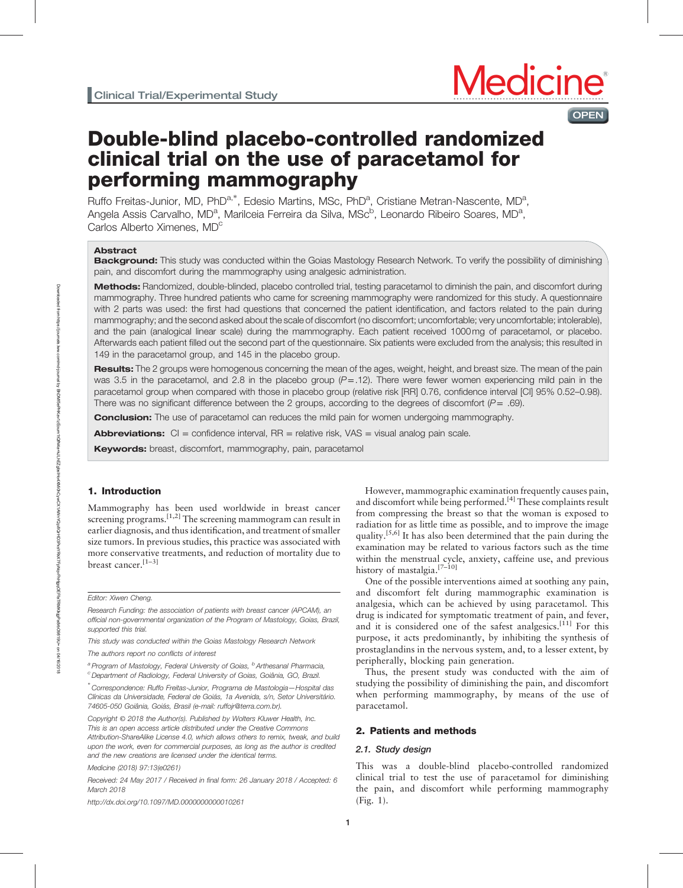Clinical Trial/Experimental Study

# Double-blind placebo-controlled randomized clinical trial on the use of paracetamol for performing mammography

Ruffo Freitas-Junior, MD, PhD[a,*], Edesio Martins, MSc, PhD[a], Cristiane Metran-Nascente, MD[a], Angela Assis Carvalho, MD[a], Marilceia Ferreira da Silva, MSc[b], Leonardo Ribeiro Soares, MD[a], Carlos Alberto Ximenes, MD[c]

## Abstract

**Background:** This study was conducted within the Goias Mastology Research Network. To verify the possibility of diminishing pain, and discomfort during the mammography using analgesic administration.

**Methods:** Randomized, double-blinded, placebo controlled trial, testing paracetamol to diminish the pain, and discomfort during mammography. Three hundred patients who came for screening mammography were randomized for this study. A questionnaire with 2 parts was used: the first had questions that concerned the patient identification, and factors related to the pain during mammography; and the second asked about the scale of discomfort (no discomfort; uncomfortable; very uncomfortable; intolerable), and the pain (analogical linear scale) during the mammography. Each patient received 1000 mg of paracetamol, or placebo. Afterwards each patient filled out the second part of the questionnaire. Six patients were excluded from the analysis; this resulted in 149 in the paracetamol group, and 145 in the placebo group.

**Results:** The 2 groups were homogenous concerning the mean of the ages, weight, height, and breast size. The mean of the pain was 3.5 in the paracetamol, and 2.8 in the placebo group ($P = .12$). There were fewer women experiencing mild pain in the paracetamol group when compared with those in placebo group (relative risk [RR] 0.76, confidence interval [CI] 95% 0.52–0.98). There was no significant difference between the 2 groups, according to the degrees of discomfort ($P = .69$).

**Conclusion:** The use of paracetamol can reduces the mild pain for women undergoing mammography.

**Abbreviations:** CI = confidence interval, RR = relative risk, VAS = visual analog pain scale.

**Keywords:** breast, discomfort, mammography, pain, paracetamol

## 1. Introduction

Mammography has been used worldwide in breast cancer screening programs.[1,2] The screening mammogram can result in earlier diagnosis, and thus identification, and treatment of smaller size tumors. In previous studies, this practice was associated with more conservative treatments, and reduction of mortality due to breast cancer.[1–3]

However, mammographic examination frequently causes pain, and discomfort while being performed.[4] These complaints result from compressing the breast so that the woman is exposed to radiation for as little time as possible, and to improve the image quality.[5,6] It has also been determined that the pain during the examination may be related to various factors such as the time within the menstrual cycle, anxiety, caffeine use, and previous history of mastalgia.[7–10]

One of the possible interventions aimed at soothing any pain, and discomfort felt during mammographic examination is analgesia, which can be achieved by using paracetamol. This drug is indicated for symptomatic treatment of pain, and fever, and it is considered one of the safest analgesics.[11] For this purpose, it acts predominantly, by inhibiting the synthesis of prostaglandins in the nervous system, and, to a lesser extent, by peripherally, blocking pain generation.

Thus, the present study was conducted with the aim of studying the possibility of diminishing the pain, and discomfort when performing mammography, by means of the use of paracetamol.

## 2. Patients and methods

### 2.1. Study design

This was a double-blind placebo-controlled randomized clinical trial to test the use of paracetamol for diminishing the pain, and discomfort while performing mammography (Fig. 1).

---

Editor: Xiwen Cheng.

Research Funding: the association of patients with breast cancer (APCAM), an official non-governmental organization of the Program of Mastology, Goias, Brazil, supported this trial.

This study was conducted within the Goias Mastology Research Network

The authors report no conflicts of interest

[a] Program of Mastology, Federal University of Goias, [b] Arthesanal Pharmacia, [c] Department of Radiology, Federal University of Goias, Goiânia, GO, Brazil.

[*] Correspondence: Ruffo Freitas-Junior, Programa de Mastologia—Hospital das Clinicas da Universidade, Federal de Goiás, 1a Avenida, s/n, Setor Universitário. 74605-050 Goiânia, Goiás, Brasil (e-mail: ruffojr@terra.com.br).

Copyright © 2018 the Author(s). Published by Wolters Kluwer Health, Inc. This is an open access article distributed under the Creative Commons Attribution-ShareAlike License 4.0, which allows others to remix, tweak, and build upon the work, even for commercial purposes, as long as the author is credited and the new creations are licensed under the identical terms.

Medicine (2018) 97:13(e0261)

Received: 24 May 2017 / Received in final form: 26 January 2018 / Accepted: 6 March 2018

http://dx.doi.org/10.1097/MD.0000000000010261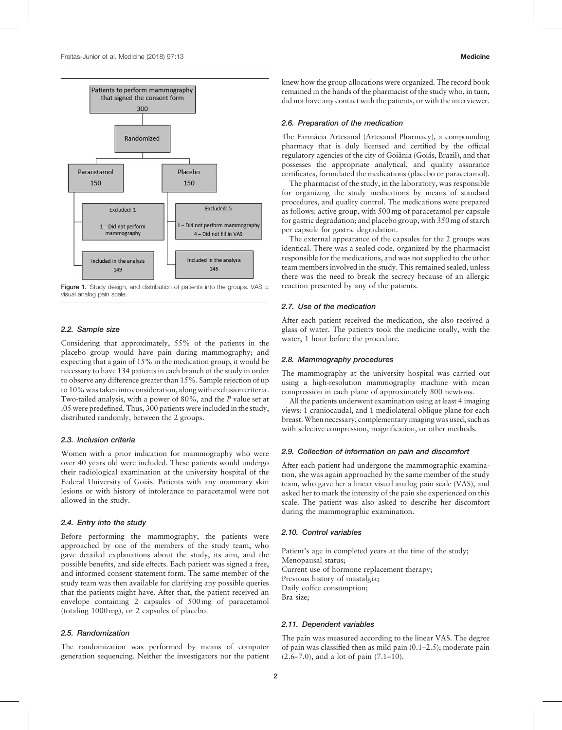Patients to perform mammography that signed the consent form

300

Randomized

| Paracetamol 150 | Placebo 150 |
| --- | --- |
| Excluded: 1<br>1 – Did not perform mammography | Excluded: 5<br>1 – Did not perform mammography<br>4 – Did not fill in VAS |
| Included in the analysis 149 | Included in the analysis 145 |

**Figure 1.** Study design, and distribution of patients into the groups. VAS = visual analog pain scale.

### 2.2. Sample size

Considering that approximately, 55% of the patients in the placebo group would have pain during mammography; and expecting that a gain of 15% in the medication group, it would be necessary to have 134 patients in each branch of the study in order to observe any difference greater than 15%. Sample rejection of up to 10% was taken into consideration, along with exclusion criteria. Two-tailed analysis, with a power of 80%, and the *P* value set at .05 were predefined. Thus, 300 patients were included in the study, distributed randomly, between the 2 groups.

### 2.3. Inclusion criteria

Women with a prior indication for mammography who were over 40 years old were included. These patients would undergo their radiological examination at the university hospital of the Federal University of Goiás. Patients with any mammary skin lesions or with history of intolerance to paracetamol were not allowed in the study.

### 2.4. Entry into the study

Before performing the mammography, the patients were approached by one of the members of the study team, who gave detailed explanations about the study, its aim, and the possible benefits, and side effects. Each patient was signed a free, and informed consent statement form. The same member of the study team was then available for clarifying any possible queries that the patients might have. After that, the patient received an envelope containing 2 capsules of 500 mg of paracetamol (totaling 1000 mg), or 2 capsules of placebo.

### 2.5. Randomization

The randomization was performed by means of computer generation sequencing. Neither the investigators nor the patient knew how the group allocations were organized. The record book remained in the hands of the pharmacist of the study who, in turn, did not have any contact with the patients, or with the interviewer.

### 2.6. Preparation of the medication

The Farmácia Artesanal (Artesanal Pharmacy), a compounding pharmacy that is duly licensed and certified by the official regulatory agencies of the city of Goiânia (Goiás, Brazil), and that possesses the appropriate analytical, and quality assurance certificates, formulated the medications (placebo or paracetamol).

The pharmacist of the study, in the laboratory, was responsible for organizing the study medications by means of standard procedures, and quality control. The medications were prepared as follows: active group, with 500 mg of paracetamol per capsule for gastric degradation; and placebo group, with 350 mg of starch per capsule for gastric degradation.

The external appearance of the capsules for the 2 groups was identical. There was a sealed code, organized by the pharmacist responsible for the medications, and was not supplied to the other team members involved in the study. This remained sealed, unless there was the need to break the secrecy because of an allergic reaction presented by any of the patients.

### 2.7. Use of the medication

After each patient received the medication, she also received a glass of water. The patients took the medicine orally, with the water, 1 hour before the procedure.

### 2.8. Mammography procedures

The mammography at the university hospital was carried out using a high-resolution mammography machine with mean compression in each plane of approximately 800 newtons.

All the patients underwent examination using at least 4 imaging views: 1 craniocaudal, and 1 mediolateral oblique plane for each breast. When necessary, complementary imaging was used, such as with selective compression, magnification, or other methods.

### 2.9. Collection of information on pain and discomfort

After each patient had undergone the mammographic examination, she was again approached by the same member of the study team, who gave her a linear visual analog pain scale (VAS), and asked her to mark the intensity of the pain she experienced on this scale. The patient was also asked to describe her discomfort during the mammographic examination.

### 2.10. Control variables

Patient's age in completed years at the time of the study;
Menopausal status;
Current use of hormone replacement therapy;
Previous history of mastalgia;
Daily coffee consumption;
Bra size;

### 2.11. Dependent variables

The pain was measured according to the linear VAS. The degree of pain was classified then as mild pain (0.1–2.5); moderate pain (2.6–7.0), and a lot of pain (7.1–10).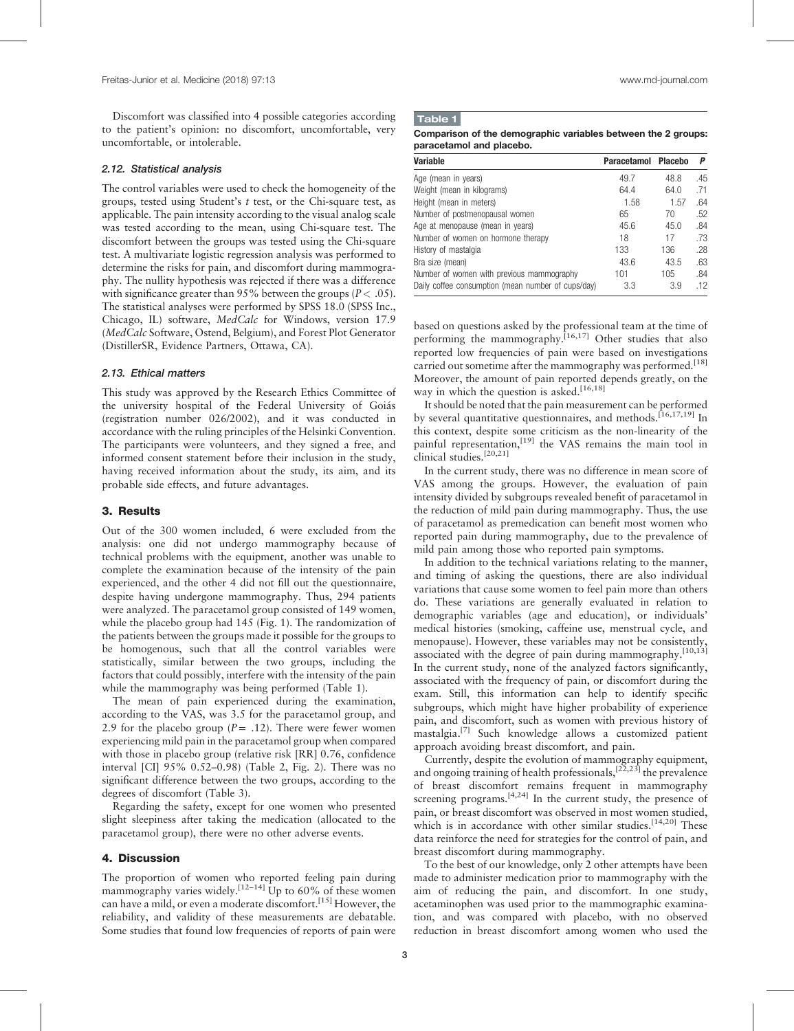Discomfort was classified into 4 possible categories according to the patient's opinion: no discomfort, uncomfortable, very uncomfortable, or intolerable.

### 2.12. Statistical analysis

The control variables were used to check the homogeneity of the groups, tested using Student's *t* test, or the Chi-square test, as applicable. The pain intensity according to the visual analog scale was tested according to the mean, using Chi-square test. The discomfort between the groups was tested using the Chi-square test. A multivariate logistic regression analysis was performed to determine the risks for pain, and discomfort during mammography. The nullity hypothesis was rejected if there was a difference with significance greater than 95% between the groups ($P < .05$). The statistical analyses were performed by SPSS 18.0 (SPSS Inc., Chicago, IL) software, *MedCalc* for Windows, version 17.9 (*MedCalc* Software, Ostend, Belgium), and Forest Plot Generator (DistillerSR, Evidence Partners, Ottawa, CA).

### 2.13. Ethical matters

This study was approved by the Research Ethics Committee of the university hospital of the Federal University of Goiás (registration number 026/2002), and it was conducted in accordance with the ruling principles of the Helsinki Convention. The participants were volunteers, and they signed a free, and informed consent statement before their inclusion in the study, having received information about the study, its aim, and its probable side effects, and future advantages.

## 3. Results

Out of the 300 women included, 6 were excluded from the analysis: one did not undergo mammography because of technical problems with the equipment, another was unable to complete the examination because of the intensity of the pain experienced, and the other 4 did not fill out the questionnaire, despite having undergone mammography. Thus, 294 patients were analyzed. The paracetamol group consisted of 149 women, while the placebo group had 145 (Fig. 1). The randomization of the patients between the groups made it possible for the groups to be homogenous, such that all the control variables were statistically, similar between the two groups, including the factors that could possibly, interfere with the intensity of the pain while the mammography was being performed (Table 1).

The mean of pain experienced during the examination, according to the VAS, was 3.5 for the paracetamol group, and 2.9 for the placebo group ($P = .12$). There were fewer women experiencing mild pain in the paracetamol group when compared with those in placebo group (relative risk [RR] 0.76, confidence interval [CI] 95% 0.52–0.98) (Table 2, Fig. 2). There was no significant difference between the two groups, according to the degrees of discomfort (Table 3).

Regarding the safety, except for one women who presented slight sleepiness after taking the medication (allocated to the paracetamol group), there were no other adverse events.

**Table 1**

**Comparison of the demographic variables between the 2 groups: paracetamol and placebo.**

| Variable | Paracetamol | Placebo | P |
|---|---|---|---|
| Age (mean in years) | 49.7 | 48.8 | .45 |
| Weight (mean in kilograms) | 64.4 | 64.0 | .71 |
| Height (mean in meters) | 1.58 | 1.57 | .64 |
| Number of postmenopausal women | 65 | 70 | .52 |
| Age at menopause (mean in years) | 45.6 | 45.0 | .84 |
| Number of women on hormone therapy | 18 | 17 | .73 |
| History of mastalgia | 133 | 136 | .28 |
| Bra size (mean) | 43.6 | 43.5 | .63 |
| Number of women with previous mammography | 101 | 105 | .84 |
| Daily coffee consumption (mean number of cups/day) | 3.3 | 3.9 | .12 |

## 4. Discussion

The proportion of women who reported feeling pain during mammography varies widely.[12–14] Up to 60% of these women can have a mild, or even a moderate discomfort.[15] However, the reliability, and validity of these measurements are debatable. Some studies that found low frequencies of reports of pain were based on questions asked by the professional team at the time of performing the mammography.[16,17] Other studies that also reported low frequencies of pain were based on investigations carried out sometime after the mammography was performed.[18] Moreover, the amount of pain reported depends greatly, on the way in which the question is asked.[16,18]

It should be noted that the pain measurement can be performed by several quantitative questionnaires, and methods.[16,17,19] In this context, despite some criticism as the non-linearity of the painful representation,[19] the VAS remains the main tool in clinical studies.[20,21]

In the current study, there was no difference in mean score of VAS among the groups. However, the evaluation of pain intensity divided by subgroups revealed benefit of paracetamol in the reduction of mild pain during mammography. Thus, the use of paracetamol as premedication can benefit most women who reported pain during mammography, due to the prevalence of mild pain among those who reported pain symptoms.

In addition to the technical variations relating to the manner, and timing of asking the questions, there are also individual variations that cause some women to feel pain more than others do. These variations are generally evaluated in relation to demographic variables (age and education), or individuals' medical histories (smoking, caffeine use, menstrual cycle, and menopause). However, these variables may not be consistently, associated with the degree of pain during mammography.[10,13] In the current study, none of the analyzed factors significantly, associated with the frequency of pain, or discomfort during the exam. Still, this information can help to identify specific subgroups, which might have higher probability of experience pain, and discomfort, such as women with previous history of mastalgia.[7] Such knowledge allows a customized patient approach avoiding breast discomfort, and pain.

Currently, despite the evolution of mammography equipment, and ongoing training of health professionals,[22,23] the prevalence of breast discomfort remains frequent in mammography screening programs.[4,24] In the current study, the presence of pain, or breast discomfort was observed in most women studied, which is in accordance with other similar studies.[14,20] These data reinforce the need for strategies for the control of pain, and breast discomfort during mammography.

To the best of our knowledge, only 2 other attempts have been made to administer medication prior to mammography with the aim of reducing the pain, and discomfort. In one study, acetaminophen was used prior to the mammographic examination, and was compared with placebo, with no observed reduction in breast discomfort among women who used the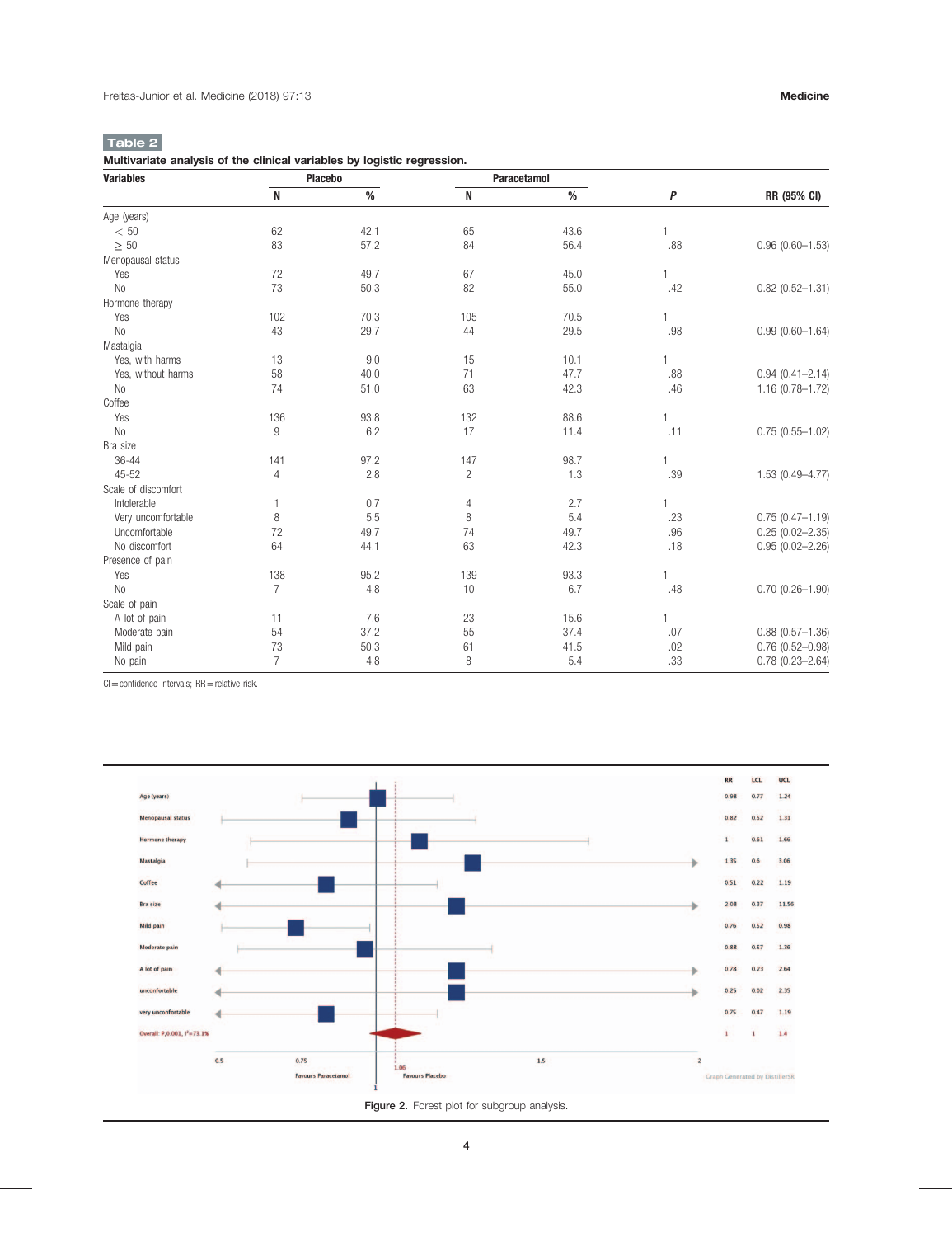**Table 2**

**Multivariate analysis of the clinical variables by logistic regression.**

| Variables | Placebo | | Paracetamol | | | |
|---|---|---|---|---|---|---|
| | N | % | N | % | *P* | RR (95% CI) |
| Age (years) | | | | | | |
| < 50 | 62 | 42.1 | 65 | 43.6 | 1 | |
| ≥ 50 | 83 | 57.2 | 84 | 56.4 | .88 | 0.96 (0.60–1.53) |
| Menopausal status | | | | | | |
| Yes | 72 | 49.7 | 67 | 45.0 | 1 | |
| No | 73 | 50.3 | 82 | 55.0 | .42 | 0.82 (0.52–1.31) |
| Hormone therapy | | | | | | |
| Yes | 102 | 70.3 | 105 | 70.5 | 1 | |
| No | 43 | 29.7 | 44 | 29.5 | .98 | 0.99 (0.60–1.64) |
| Mastalgia | | | | | | |
| Yes, with harms | 13 | 9.0 | 15 | 10.1 | 1 | |
| Yes, without harms | 58 | 40.0 | 71 | 47.7 | .88 | 0.94 (0.41–2.14) |
| No | 74 | 51.0 | 63 | 42.3 | .46 | 1.16 (0.78–1.72) |
| Coffee | | | | | | |
| Yes | 136 | 93.8 | 132 | 88.6 | 1 | |
| No | 9 | 6.2 | 17 | 11.4 | .11 | 0.75 (0.55–1.02) |
| Bra size | | | | | | |
| 36-44 | 141 | 97.2 | 147 | 98.7 | 1 | |
| 45-52 | 4 | 2.8 | 2 | 1.3 | .39 | 1.53 (0.49–4.77) |
| Scale of discomfort | | | | | | |
| Intolerable | 1 | 0.7 | 4 | 2.7 | 1 | |
| Very uncomfortable | 8 | 5.5 | 8 | 5.4 | .23 | 0.75 (0.47–1.19) |
| Uncomfortable | 72 | 49.7 | 74 | 49.7 | .96 | 0.25 (0.02–2.35) |
| No discomfort | 64 | 44.1 | 63 | 42.3 | .18 | 0.95 (0.02–2.26) |
| Presence of pain | | | | | | |
| Yes | 138 | 95.2 | 139 | 93.3 | 1 | |
| No | 7 | 4.8 | 10 | 6.7 | .48 | 0.70 (0.26–1.90) |
| Scale of pain | | | | | | |
| A lot of pain | 11 | 7.6 | 23 | 15.6 | 1 | |
| Moderate pain | 54 | 37.2 | 55 | 37.4 | .07 | 0.88 (0.57–1.36) |
| Mild pain | 73 | 50.3 | 61 | 41.5 | .02 | 0.76 (0.52–0.98) |
| No pain | 7 | 4.8 | 8 | 5.4 | .33 | 0.78 (0.23–2.64) |

CI = confidence intervals; RR = relative risk.

Figure 2. Forest plot for subgroup analysis.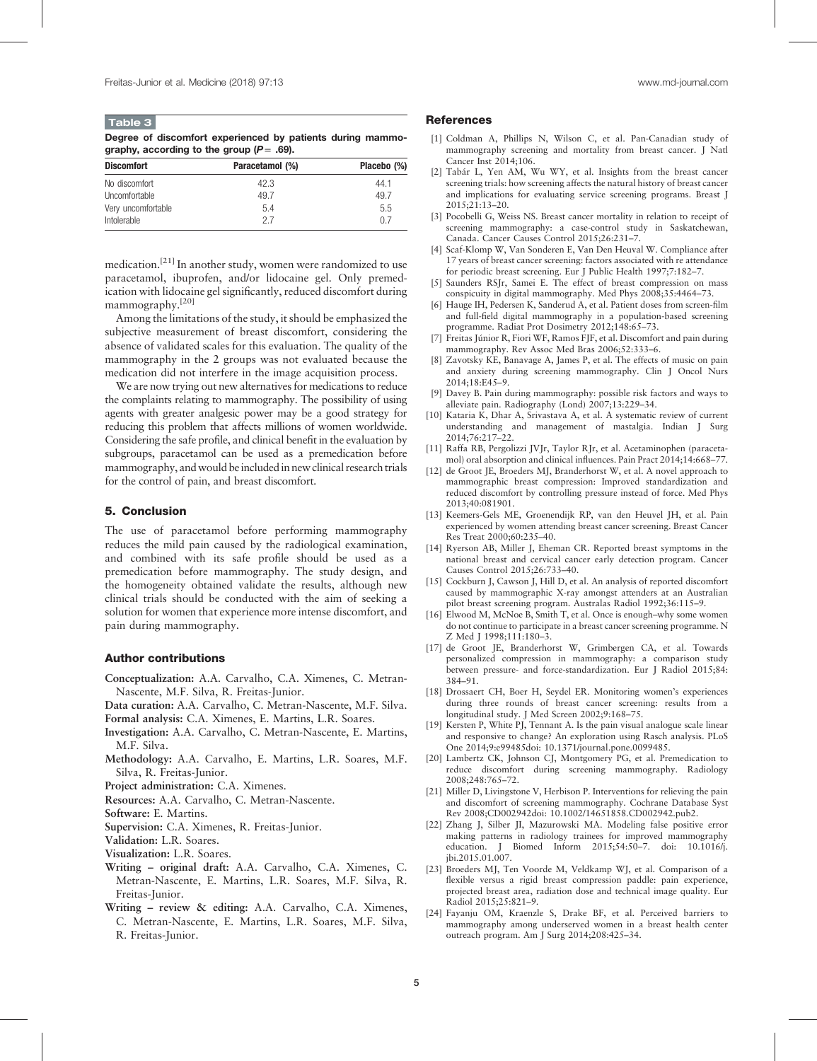**Table 3**

**Degree of discomfort experienced by patients during mammography, according to the group ($P = .69$).**

| Discomfort | Paracetamol (%) | Placebo (%) |
|---|---|---|
| No discomfort | 42.3 | 44.1 |
| Uncomfortable | 49.7 | 49.7 |
| Very uncomfortable | 5.4 | 5.5 |
| Intolerable | 2.7 | 0.7 |

medication.[21] In another study, women were randomized to use paracetamol, ibuprofen, and/or lidocaine gel. Only premedication with lidocaine gel significantly, reduced discomfort during mammography.[20]

Among the limitations of the study, it should be emphasized the subjective measurement of breast discomfort, considering the absence of validated scales for this evaluation. The quality of the mammography in the 2 groups was not evaluated because the medication did not interfere in the image acquisition process.

We are now trying out new alternatives for medications to reduce the complaints relating to mammography. The possibility of using agents with greater analgesic power may be a good strategy for reducing this problem that affects millions of women worldwide. Considering the safe profile, and clinical benefit in the evaluation by subgroups, paracetamol can be used as a premedication before mammography, and would be included in new clinical research trials for the control of pain, and breast discomfort.

## 5. Conclusion

The use of paracetamol before performing mammography reduces the mild pain caused by the radiological examination, and combined with its safe profile should be used as a premedication before mammography. The study design, and the homogeneity obtained validate the results, although new clinical trials should be conducted with the aim of seeking a solution for women that experience more intense discomfort, and pain during mammography.

## Author contributions

**Conceptualization:** A.A. Carvalho, C.A. Ximenes, C. Metran-Nascente, M.F. Silva, R. Freitas-Junior.

**Data curation:** A.A. Carvalho, C. Metran-Nascente, M.F. Silva.

**Formal analysis:** C.A. Ximenes, E. Martins, L.R. Soares.

**Investigation:** A.A. Carvalho, C. Metran-Nascente, E. Martins, M.F. Silva.

**Methodology:** A.A. Carvalho, E. Martins, L.R. Soares, M.F. Silva, R. Freitas-Junior.

**Project administration:** C.A. Ximenes.

**Resources:** A.A. Carvalho, C. Metran-Nascente.

**Software:** E. Martins.

**Supervision:** C.A. Ximenes, R. Freitas-Junior.

**Validation:** L.R. Soares.

**Visualization:** L.R. Soares.

**Writing – original draft:** A.A. Carvalho, C.A. Ximenes, C. Metran-Nascente, E. Martins, L.R. Soares, M.F. Silva, R. Freitas-Junior.

**Writing – review & editing:** A.A. Carvalho, C.A. Ximenes, C. Metran-Nascente, E. Martins, L.R. Soares, M.F. Silva, R. Freitas-Junior.

## References

[1] Coldman A, Phillips N, Wilson C, et al. Pan-Canadian study of mammography screening and mortality from breast cancer. J Natl Cancer Inst 2014;106.

[2] Tabár L, Yen AM, Wu WY, et al. Insights from the breast cancer screening trials: how screening affects the natural history of breast cancer and implications for evaluating service screening programs. Breast J 2015;21:13–20.

[3] Pocobelli G, Weiss NS. Breast cancer mortality in relation to receipt of screening mammography: a case-control study in Saskatchewan, Canada. Cancer Causes Control 2015;26:231–7.

[4] Scaf-Klomp W, Van Sonderen E, Van Den Heuval W. Compliance after 17 years of breast cancer screening: factors associated with re attendance for periodic breast screening. Eur J Public Health 1997;7:182–7.

[5] Saunders RSJr, Samei E. The effect of breast compression on mass conspicuity in digital mammography. Med Phys 2008;35:4464–73.

[6] Hauge IH, Pedersen K, Sanderud A, et al. Patient doses from screen-film and full-field digital mammography in a population-based screening programme. Radiat Prot Dosimetry 2012;148:65–73.

[7] Freitas Júnior R, Fiori WF, Ramos FJF, et al. Discomfort and pain during mammography. Rev Assoc Med Bras 2006;52:333–6.

[8] Zavotsky KE, Banavage A, James P, et al. The effects of music on pain and anxiety during screening mammography. Clin J Oncol Nurs 2014;18:E45–9.

[9] Davey B. Pain during mammography: possible risk factors and ways to alleviate pain. Radiography (Lond) 2007;13:229–34.

[10] Kataria K, Dhar A, Srivastava A, et al. A systematic review of current understanding and management of mastalgia. Indian J Surg 2014;76:217–22.

[11] Raffa RB, Pergolizzi JVJr, Taylor RJr, et al. Acetaminophen (paracetamol) oral absorption and clinical influences. Pain Pract 2014;14:668–77.

[12] de Groot JE, Broeders MJ, Branderhorst W, et al. A novel approach to mammographic breast compression: Improved standardization and reduced discomfort by controlling pressure instead of force. Med Phys 2013;40:081901.

[13] Keemers-Gels ME, Groenendijk RP, van den Heuvel JH, et al. Pain experienced by women attending breast cancer screening. Breast Cancer Res Treat 2000;60:235–40.

[14] Ryerson AB, Miller J, Eheman CR. Reported breast symptoms in the national breast and cervical cancer early detection program. Cancer Causes Control 2015;26:733–40.

[15] Cockburn J, Cawson J, Hill D, et al. An analysis of reported discomfort caused by mammographic X-ray amongst attenders at an Australian pilot breast screening program. Australas Radiol 1992;36:115–9.

[16] Elwood M, McNoe B, Smith T, et al. Once is enough–why some women do not continue to participate in a breast cancer screening programme. N Z Med J 1998;111:180–3.

[17] de Groot JE, Branderhorst W, Grimbergen CA, et al. Towards personalized compression in mammography: a comparison study between pressure- and force-standardization. Eur J Radiol 2015;84: 384–91.

[18] Drossaert CH, Boer H, Seydel ER. Monitoring women's experiences during three rounds of breast cancer screening: results from a longitudinal study. J Med Screen 2002;9:168–75.

[19] Kersten P, White PJ, Tennant A. Is the pain visual analogue scale linear and responsive to change? An exploration using Rasch analysis. PLoS One 2014;9:e99485doi: 10.1371/journal.pone.0099485.

[20] Lambertz CK, Johnson CJ, Montgomery PG, et al. Premedication to reduce discomfort during screening mammography. Radiology 2008;248:765–72.

[21] Miller D, Livingstone V, Herbison P. Interventions for relieving the pain and discomfort of screening mammography. Cochrane Database Syst Rev 2008;CD002942doi: 10.1002/14651858.CD002942.pub2.

[22] Zhang J, Silber JI, Mazurowski MA. Modeling false positive error making patterns in radiology trainees for improved mammography education. J Biomed Inform 2015;54:50–7. doi: 10.1016/j.jbi.2015.01.007.

[23] Broeders MJ, Ten Voorde M, Veldkamp WJ, et al. Comparison of a flexible versus a rigid breast compression paddle: pain experience, projected breast area, radiation dose and technical image quality. Eur Radiol 2015;25:821–9.

[24] Fayanju OM, Kraenzle S, Drake BF, et al. Perceived barriers to mammography among underserved women in a breast health center outreach program. Am J Surg 2014;208:425–34.